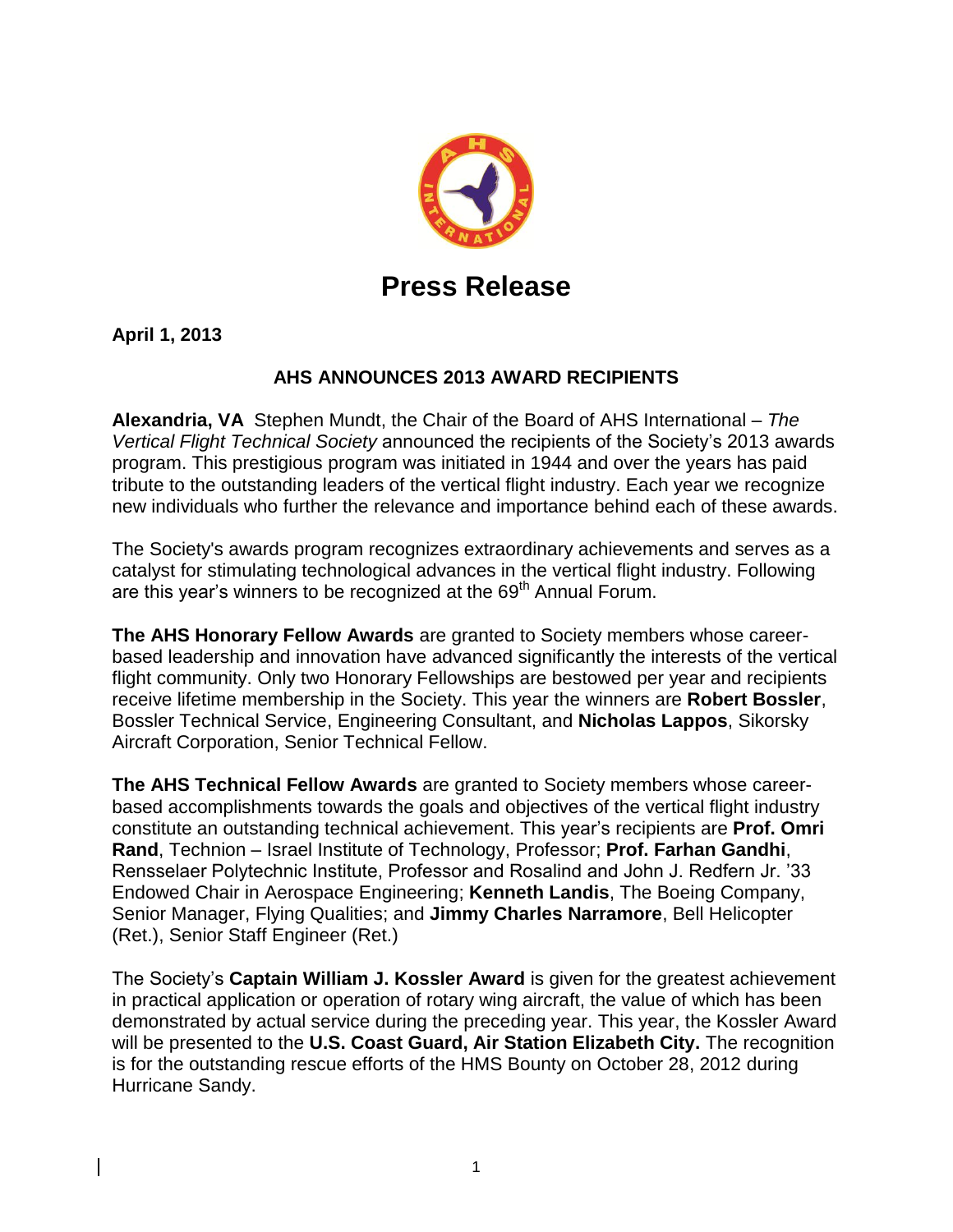# Press Release

**April 1, 2013**

## AHS ANNOUNCES 2013 AWARD RECIPIENTS

**Alexandria, VA** Stephen Mundt, the Chair of the Board of AHS International – *The Vertical Flight Technical Society* announced the recipients of the Society's 2013 awards program. This prestigious program was initiated in 1944 and over the years has paid tribute to the outstanding leaders of the vertical flight industry. Each year we recognize new individuals who further the relevance and importance behind each of these awards.

The Society's awards program recognizes extraordinary achievements and serves as a catalyst for stimulating technological advances in the vertical flight industry. Following are this year's winners to be recognized at the 69th Annual Forum.

**The AHS Honorary Fellow Awards** are granted to Society members whose career-based leadership and innovation have advanced significantly the interests of the vertical flight community. Only two Honorary Fellowships are bestowed per year and recipients receive lifetime membership in the Society. This year the winners are **Robert Bossler**, Bossler Technical Service, Engineering Consultant, and **Nicholas Lappos**, Sikorsky Aircraft Corporation, Senior Technical Fellow.

**The AHS Technical Fellow Awards** are granted to Society members whose career-based accomplishments towards the goals and objectives of the vertical flight industry constitute an outstanding technical achievement. This year's recipients are **Prof. Omri Rand**, Technion – Israel Institute of Technology, Professor; **Prof. Farhan Gandhi**, Rensselaer Polytechnic Institute, Professor and Rosalind and John J. Redfern Jr. '33 Endowed Chair in Aerospace Engineering; **Kenneth Landis**, The Boeing Company, Senior Manager, Flying Qualities; and **Jimmy Charles Narramore**, Bell Helicopter (Ret.), Senior Staff Engineer (Ret.)

The Society's **Captain William J. Kossler Award** is given for the greatest achievement in practical application or operation of rotary wing aircraft, the value of which has been demonstrated by actual service during the preceding year. This year, the Kossler Award will be presented to the **U.S. Coast Guard, Air Station Elizabeth City.** The recognition is for the outstanding rescue efforts of the HMS Bounty on October 28, 2012 during Hurricane Sandy.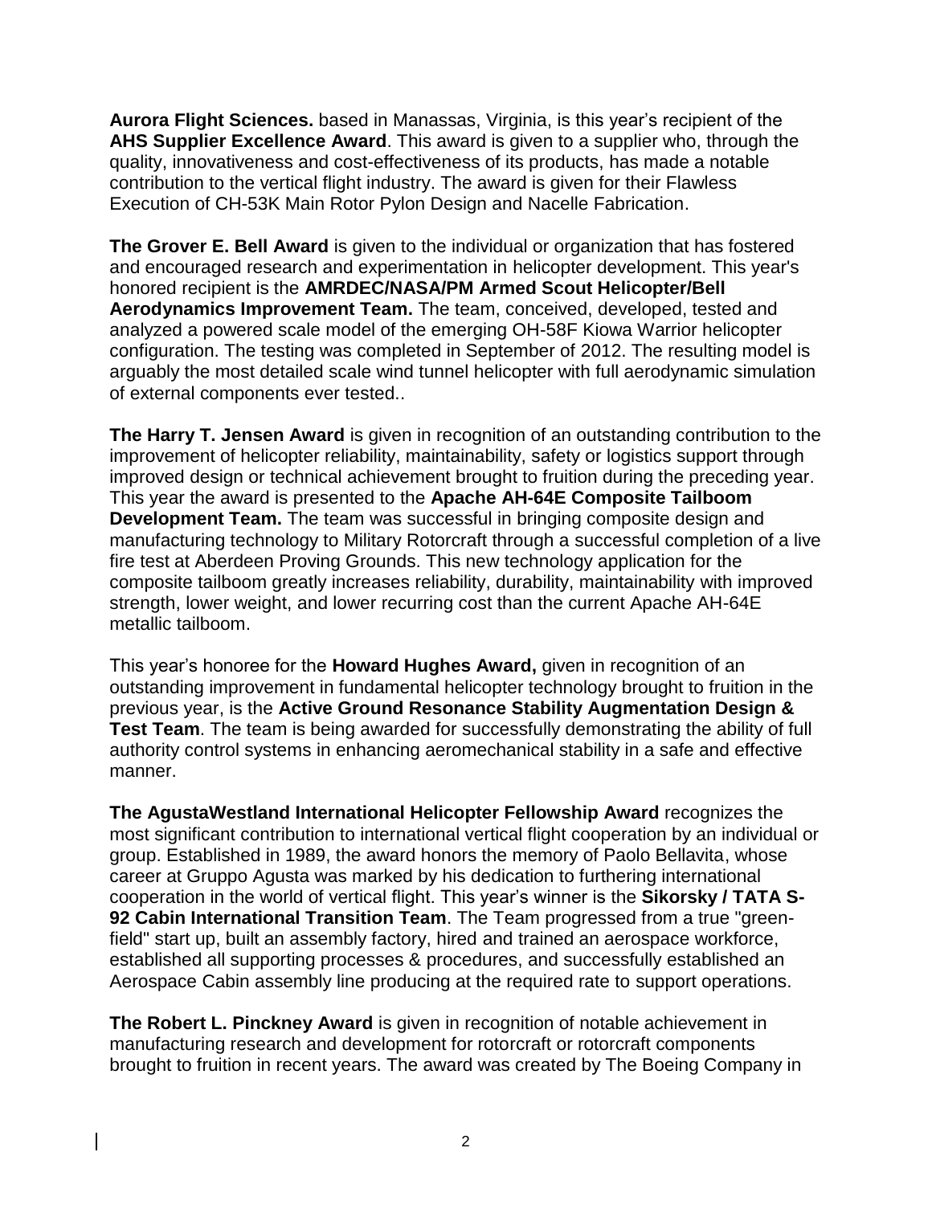**Aurora Flight Sciences.** based in Manassas, Virginia, is this year's recipient of the **AHS Supplier Excellence Award**. This award is given to a supplier who, through the quality, innovativeness and cost-effectiveness of its products, has made a notable contribution to the vertical flight industry. The award is given for their Flawless Execution of CH-53K Main Rotor Pylon Design and Nacelle Fabrication.

**The Grover E. Bell Award** is given to the individual or organization that has fostered and encouraged research and experimentation in helicopter development. This year's honored recipient is the **AMRDEC/NASA/PM Armed Scout Helicopter/Bell Aerodynamics Improvement Team.** The team, conceived, developed, tested and analyzed a powered scale model of the emerging OH-58F Kiowa Warrior helicopter configuration. The testing was completed in September of 2012. The resulting model is arguably the most detailed scale wind tunnel helicopter with full aerodynamic simulation of external components ever tested..

**The Harry T. Jensen Award** is given in recognition of an outstanding contribution to the improvement of helicopter reliability, maintainability, safety or logistics support through improved design or technical achievement brought to fruition during the preceding year. This year the award is presented to the **Apache AH-64E Composite Tailboom Development Team.** The team was successful in bringing composite design and manufacturing technology to Military Rotorcraft through a successful completion of a live fire test at Aberdeen Proving Grounds. This new technology application for the composite tailboom greatly increases reliability, durability, maintainability with improved strength, lower weight, and lower recurring cost than the current Apache AH-64E metallic tailboom.

This year's honoree for the **Howard Hughes Award,** given in recognition of an outstanding improvement in fundamental helicopter technology brought to fruition in the previous year, is the **Active Ground Resonance Stability Augmentation Design & Test Team**. The team is being awarded for successfully demonstrating the ability of full authority control systems in enhancing aeromechanical stability in a safe and effective manner.

**The AgustaWestland International Helicopter Fellowship Award** recognizes the most significant contribution to international vertical flight cooperation by an individual or group. Established in 1989, the award honors the memory of Paolo Bellavita, whose career at Gruppo Agusta was marked by his dedication to furthering international cooperation in the world of vertical flight. This year's winner is the **Sikorsky / TATA S-92 Cabin International Transition Team**. The Team progressed from a true "green-field" start up, built an assembly factory, hired and trained an aerospace workforce, established all supporting processes & procedures, and successfully established an Aerospace Cabin assembly line producing at the required rate to support operations.

**The Robert L. Pinckney Award** is given in recognition of notable achievement in manufacturing research and development for rotorcraft or rotorcraft components brought to fruition in recent years. The award was created by The Boeing Company in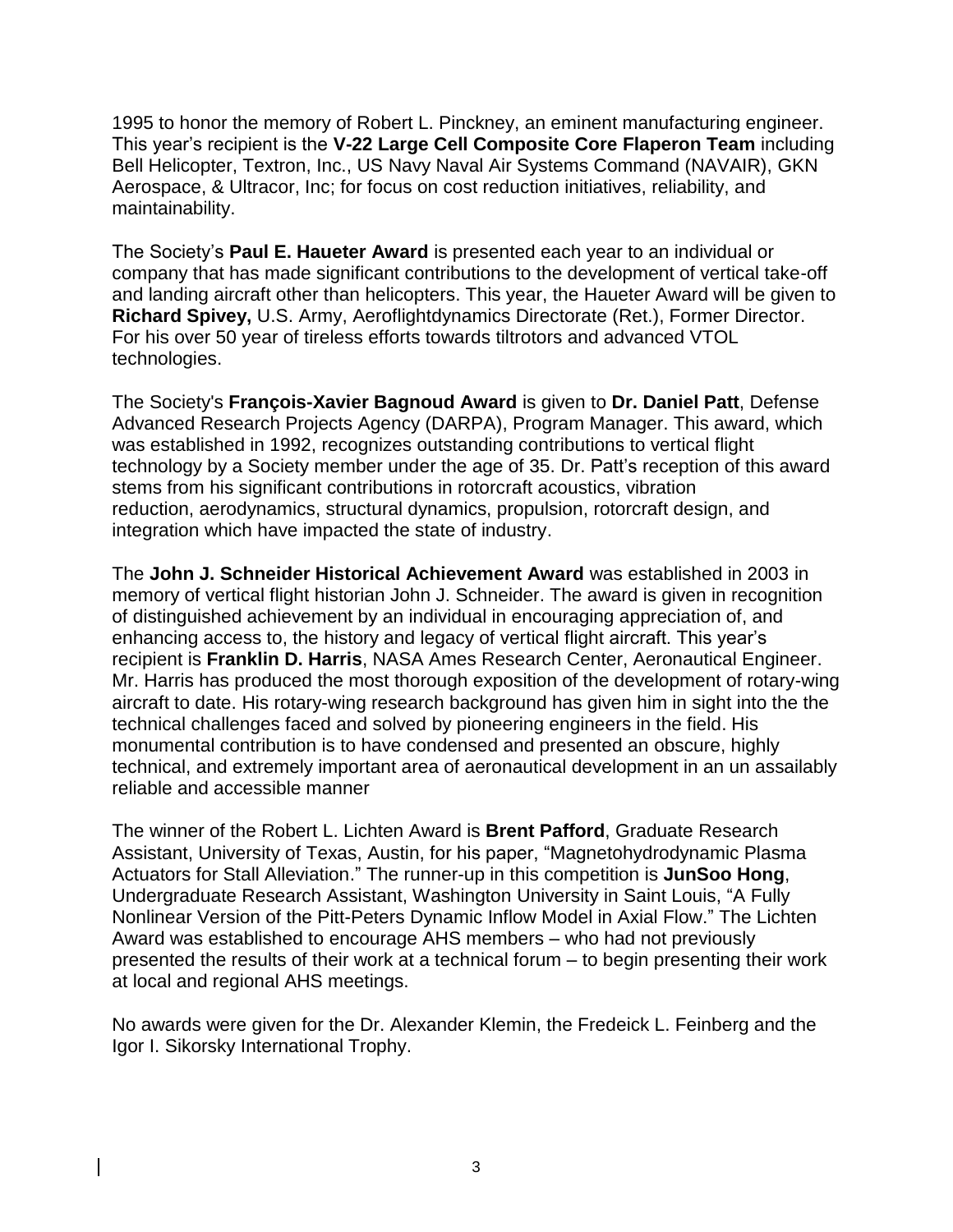1995 to honor the memory of Robert L. Pinckney, an eminent manufacturing engineer. This year's recipient is the **V-22 Large Cell Composite Core Flaperon Team** including Bell Helicopter, Textron, Inc., US Navy Naval Air Systems Command (NAVAIR), GKN Aerospace, & Ultracor, Inc; for focus on cost reduction initiatives, reliability, and maintainability.

The Society's **Paul E. Haueter Award** is presented each year to an individual or company that has made significant contributions to the development of vertical take-off and landing aircraft other than helicopters. This year, the Haueter Award will be given to **Richard Spivey,** U.S. Army, Aeroflightdynamics Directorate (Ret.), Former Director. For his over 50 year of tireless efforts towards tiltrotors and advanced VTOL technologies.

The Society's **François-Xavier Bagnoud Award** is given to **Dr. Daniel Patt**, Defense Advanced Research Projects Agency (DARPA), Program Manager. This award, which was established in 1992, recognizes outstanding contributions to vertical flight technology by a Society member under the age of 35. Dr. Patt's reception of this award stems from his significant contributions in rotorcraft acoustics, vibration reduction, aerodynamics, structural dynamics, propulsion, rotorcraft design, and integration which have impacted the state of industry.

The **John J. Schneider Historical Achievement Award** was established in 2003 in memory of vertical flight historian John J. Schneider. The award is given in recognition of distinguished achievement by an individual in encouraging appreciation of, and enhancing access to, the history and legacy of vertical flight aircraft. This year's recipient is **Franklin D. Harris**, NASA Ames Research Center, Aeronautical Engineer. Mr. Harris has produced the most thorough exposition of the development of rotary-wing aircraft to date. His rotary-wing research background has given him in sight into the the technical challenges faced and solved by pioneering engineers in the field. His monumental contribution is to have condensed and presented an obscure, highly technical, and extremely important area of aeronautical development in an un assailably reliable and accessible manner

The winner of the Robert L. Lichten Award is **Brent Pafford**, Graduate Research Assistant, University of Texas, Austin, for his paper, "Magnetohydrodynamic Plasma Actuators for Stall Alleviation." The runner-up in this competition is **JunSoo Hong**, Undergraduate Research Assistant, Washington University in Saint Louis, "A Fully Nonlinear Version of the Pitt-Peters Dynamic Inflow Model in Axial Flow." The Lichten Award was established to encourage AHS members – who had not previously presented the results of their work at a technical forum – to begin presenting their work at local and regional AHS meetings.

No awards were given for the Dr. Alexander Klemin, the Fredeick L. Feinberg and the Igor I. Sikorsky International Trophy.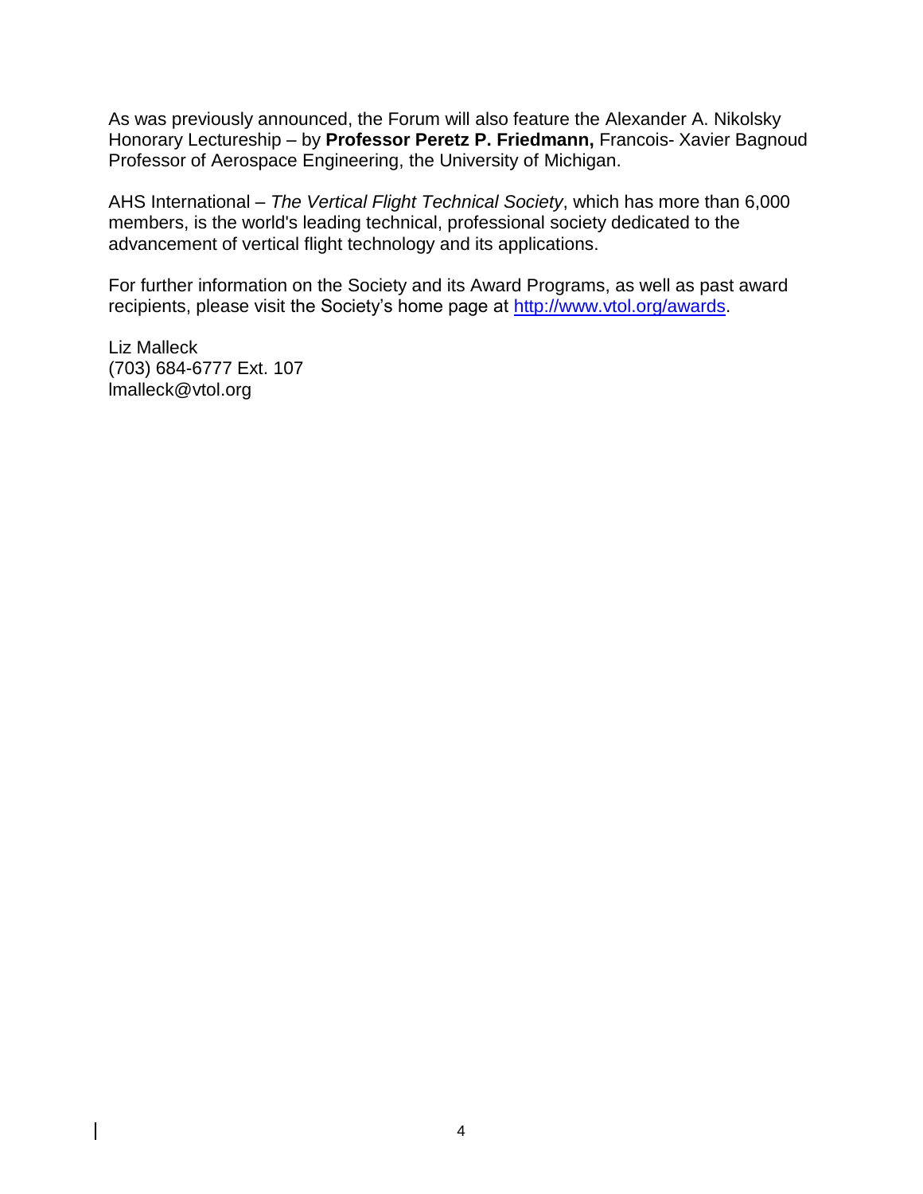As was previously announced, the Forum will also feature the Alexander A. Nikolsky Honorary Lectureship – by **Professor Peretz P. Friedmann,** Francois- Xavier Bagnoud Professor of Aerospace Engineering, the University of Michigan.

AHS International – *The Vertical Flight Technical Society*, which has more than 6,000 members, is the world's leading technical, professional society dedicated to the advancement of vertical flight technology and its applications.

For further information on the Society and its Award Programs, as well as past award recipients, please visit the Society's home page at [http://www.vtol.org/awards](http://www.vtol.org/awards).

Liz Malleck  
(703) 684-6777 Ext. 107  
lmalleck@vtol.org